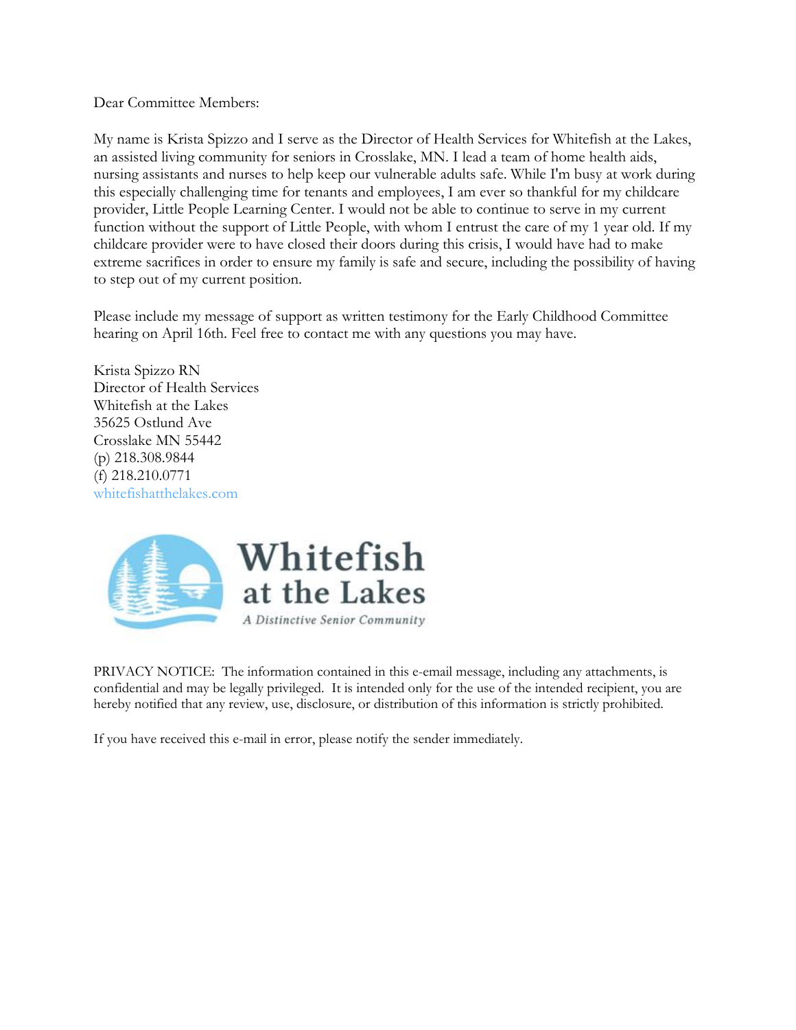Dear Committee Members:

My name is Krista Spizzo and I serve as the Director of Health Services for Whitefish at the Lakes, an assisted living community for seniors in Crosslake, MN. I lead a team of home health aids, nursing assistants and nurses to help keep our vulnerable adults safe. While I'm busy at work during this especially challenging time for tenants and employees, I am ever so thankful for my childcare provider, Little People Learning Center. I would not be able to continue to serve in my current function without the support of Little People, with whom I entrust the care of my 1 year old. If my childcare provider were to have closed their doors during this crisis, I would have had to make extreme sacrifices in order to ensure my family is safe and secure, including the possibility of having to step out of my current position.

Please include my message of support as written testimony for the Early Childhood Committee hearing on April 16th. Feel free to contact me with any questions you may have.

Krista Spizzo RN
Director of Health Services
Whitefish at the Lakes
35625 Ostlund Ave
Crosslake MN 55442
(p) 218.308.9844
(f) 218.210.0771
whitefishatthelakes.com

Whitefish at the Lakes
*A Distinctive Senior Community*

PRIVACY NOTICE: The information contained in this e-email message, including any attachments, is confidential and may be legally privileged. It is intended only for the use of the intended recipient, you are hereby notified that any review, use, disclosure, or distribution of this information is strictly prohibited.

If you have received this e-mail in error, please notify the sender immediately.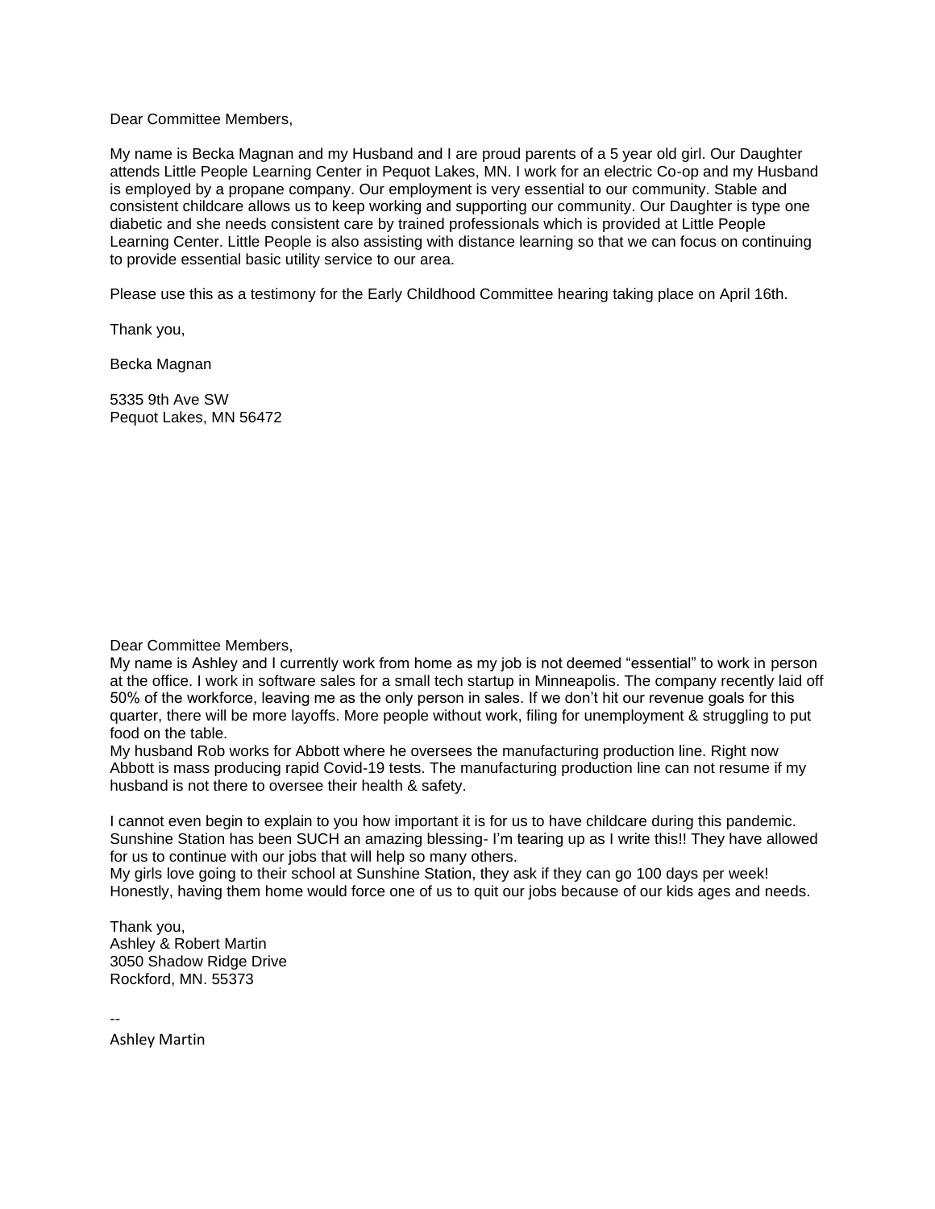Dear Committee Members,

My name is Becka Magnan and my Husband and I are proud parents of a 5 year old girl. Our Daughter attends Little People Learning Center in Pequot Lakes, MN. I work for an electric Co-op and my Husband is employed by a propane company. Our employment is very essential to our community. Stable and consistent childcare allows us to keep working and supporting our community. Our Daughter is type one diabetic and she needs consistent care by trained professionals which is provided at Little People Learning Center. Little People is also assisting with distance learning so that we can focus on continuing to provide essential basic utility service to our area.

Please use this as a testimony for the Early Childhood Committee hearing taking place on April 16th.

Thank you,

Becka Magnan

5335 9th Ave SW  
Pequot Lakes, MN 56472

Dear Committee Members,  
My name is Ashley and I currently work from home as my job is not deemed "essential" to work in person at the office. I work in software sales for a small tech startup in Minneapolis. The company recently laid off 50% of the workforce, leaving me as the only person in sales. If we don't hit our revenue goals for this quarter, there will be more layoffs. More people without work, filing for unemployment & struggling to put food on the table.  
My husband Rob works for Abbott where he oversees the manufacturing production line. Right now Abbott is mass producing rapid Covid-19 tests. The manufacturing production line can not resume if my husband is not there to oversee their health & safety.

I cannot even begin to explain to you how important it is for us to have childcare during this pandemic. Sunshine Station has been SUCH an amazing blessing- I'm tearing up as I write this!! They have allowed for us to continue with our jobs that will help so many others.  
My girls love going to their school at Sunshine Station, they ask if they can go 100 days per week! Honestly, having them home would force one of us to quit our jobs because of our kids ages and needs.

Thank you,  
Ashley & Robert Martin  
3050 Shadow Ridge Drive  
Rockford, MN. 55373

--  
Ashley Martin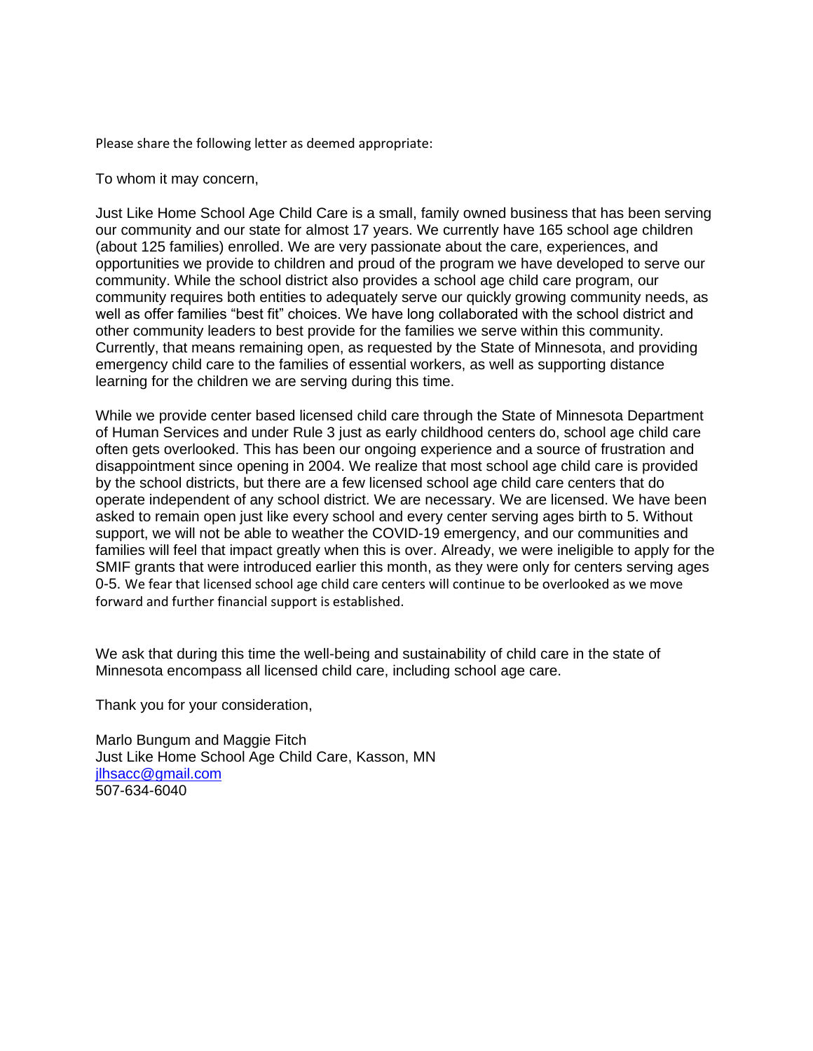Please share the following letter as deemed appropriate:

To whom it may concern,

Just Like Home School Age Child Care is a small, family owned business that has been serving our community and our state for almost 17 years. We currently have 165 school age children (about 125 families) enrolled. We are very passionate about the care, experiences, and opportunities we provide to children and proud of the program we have developed to serve our community. While the school district also provides a school age child care program, our community requires both entities to adequately serve our quickly growing community needs, as well as offer families "best fit" choices. We have long collaborated with the school district and other community leaders to best provide for the families we serve within this community. Currently, that means remaining open, as requested by the State of Minnesota, and providing emergency child care to the families of essential workers, as well as supporting distance learning for the children we are serving during this time.

While we provide center based licensed child care through the State of Minnesota Department of Human Services and under Rule 3 just as early childhood centers do, school age child care often gets overlooked. This has been our ongoing experience and a source of frustration and disappointment since opening in 2004. We realize that most school age child care is provided by the school districts, but there are a few licensed school age child care centers that do operate independent of any school district. We are necessary. We are licensed. We have been asked to remain open just like every school and every center serving ages birth to 5. Without support, we will not be able to weather the COVID-19 emergency, and our communities and families will feel that impact greatly when this is over. Already, we were ineligible to apply for the SMIF grants that were introduced earlier this month, as they were only for centers serving ages 0-5. We fear that licensed school age child care centers will continue to be overlooked as we move forward and further financial support is established.

We ask that during this time the well-being and sustainability of child care in the state of Minnesota encompass all licensed child care, including school age care.

Thank you for your consideration,

Marlo Bungum and Maggie Fitch
Just Like Home School Age Child Care, Kasson, MN
jlhsacc@gmail.com
507-634-6040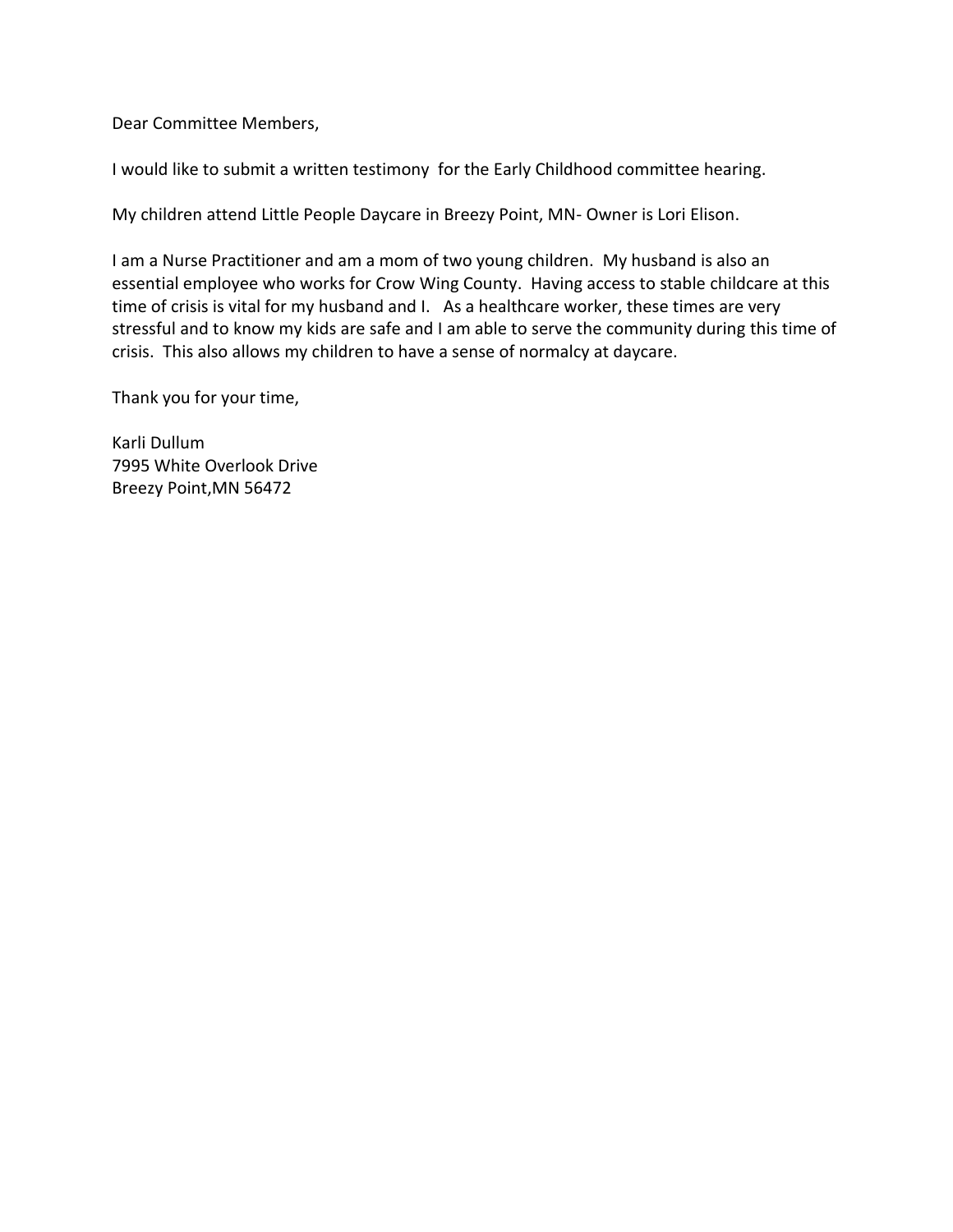Dear Committee Members,

I would like to submit a written testimony for the Early Childhood committee hearing.

My children attend Little People Daycare in Breezy Point, MN- Owner is Lori Elison.

I am a Nurse Practitioner and am a mom of two young children. My husband is also an essential employee who works for Crow Wing County. Having access to stable childcare at this time of crisis is vital for my husband and I. As a healthcare worker, these times are very stressful and to know my kids are safe and I am able to serve the community during this time of crisis. This also allows my children to have a sense of normalcy at daycare.

Thank you for your time,

Karli Dullum  
7995 White Overlook Drive  
Breezy Point,MN 56472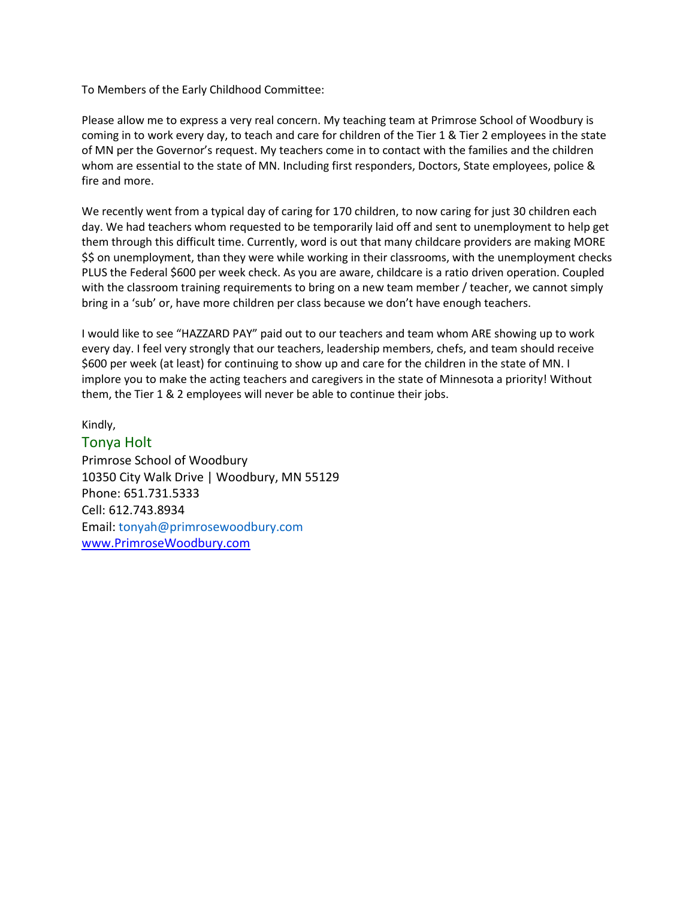To Members of the Early Childhood Committee:

Please allow me to express a very real concern. My teaching team at Primrose School of Woodbury is coming in to work every day, to teach and care for children of the Tier 1 & Tier 2 employees in the state of MN per the Governor's request. My teachers come in to contact with the families and the children whom are essential to the state of MN. Including first responders, Doctors, State employees, police & fire and more.

We recently went from a typical day of caring for 170 children, to now caring for just 30 children each day. We had teachers whom requested to be temporarily laid off and sent to unemployment to help get them through this difficult time. Currently, word is out that many childcare providers are making MORE $$ on unemployment, than they were while working in their classrooms, with the unemployment checks PLUS the Federal $600 per week check. As you are aware, childcare is a ratio driven operation. Coupled with the classroom training requirements to bring on a new team member / teacher, we cannot simply bring in a 'sub' or, have more children per class because we don't have enough teachers.

I would like to see "HAZZARD PAY" paid out to our teachers and team whom ARE showing up to work every day. I feel very strongly that our teachers, leadership members, chefs, and team should receive $600 per week (at least) for continuing to show up and care for the children in the state of MN. I implore you to make the acting teachers and caregivers in the state of Minnesota a priority! Without them, the Tier 1 & 2 employees will never be able to continue their jobs.

Kindly,

Tonya Holt
Primrose School of Woodbury
10350 City Walk Drive | Woodbury, MN 55129
Phone: 651.731.5333
Cell: 612.743.8934
Email: tonyah@primrosewoodbury.com
www.PrimroseWoodbury.com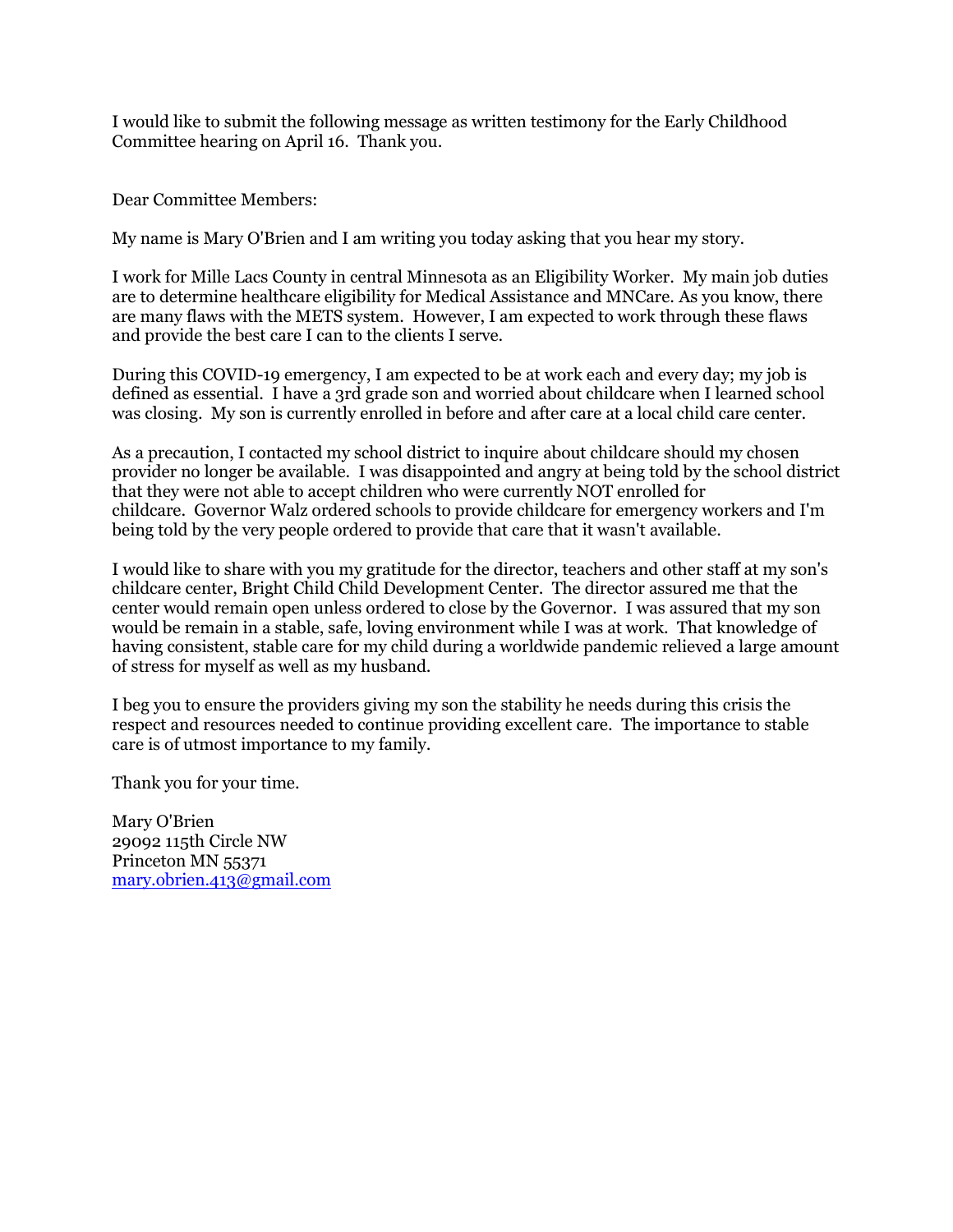I would like to submit the following message as written testimony for the Early Childhood Committee hearing on April 16. Thank you.

Dear Committee Members:

My name is Mary O'Brien and I am writing you today asking that you hear my story.

I work for Mille Lacs County in central Minnesota as an Eligibility Worker. My main job duties are to determine healthcare eligibility for Medical Assistance and MNCare. As you know, there are many flaws with the METS system. However, I am expected to work through these flaws and provide the best care I can to the clients I serve.

During this COVID-19 emergency, I am expected to be at work each and every day; my job is defined as essential. I have a 3rd grade son and worried about childcare when I learned school was closing. My son is currently enrolled in before and after care at a local child care center.

As a precaution, I contacted my school district to inquire about childcare should my chosen provider no longer be available. I was disappointed and angry at being told by the school district that they were not able to accept children who were currently NOT enrolled for childcare. Governor Walz ordered schools to provide childcare for emergency workers and I'm being told by the very people ordered to provide that care that it wasn't available.

I would like to share with you my gratitude for the director, teachers and other staff at my son's childcare center, Bright Child Child Development Center. The director assured me that the center would remain open unless ordered to close by the Governor. I was assured that my son would be remain in a stable, safe, loving environment while I was at work. That knowledge of having consistent, stable care for my child during a worldwide pandemic relieved a large amount of stress for myself as well as my husband.

I beg you to ensure the providers giving my son the stability he needs during this crisis the respect and resources needed to continue providing excellent care. The importance to stable care is of utmost importance to my family.

Thank you for your time.

Mary O'Brien
29092 115th Circle NW
Princeton MN 55371
mary.obrien.413@gmail.com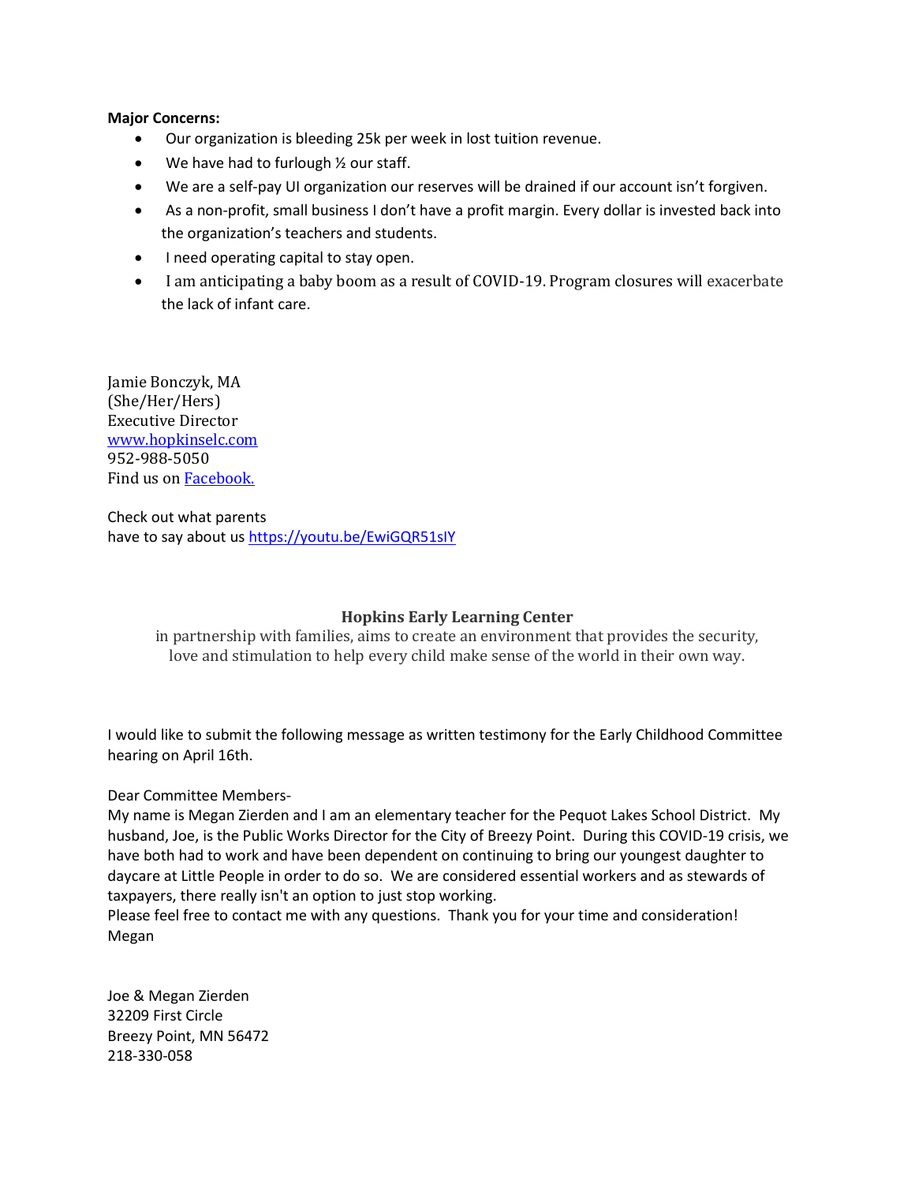**Major Concerns:**

- Our organization is bleeding 25k per week in lost tuition revenue.
- We have had to furlough ½ our staff.
- We are a self-pay UI organization our reserves will be drained if our account isn't forgiven.
- As a non-profit, small business I don't have a profit margin. Every dollar is invested back into the organization's teachers and students.
- I need operating capital to stay open.
- I am anticipating a baby boom as a result of COVID-19. Program closures will exacerbate the lack of infant care.

Jamie Bonczyk, MA
(She/Her/Hers)
Executive Director
[www.hopkinselc.com](www.hopkinselc.com)
952-988-5050
Find us on Facebook.

Check out what parents
have to say about us https://youtu.be/EwiGQR51sIY

**Hopkins Early Learning Center**

in partnership with families, aims to create an environment that provides the security, love and stimulation to help every child make sense of the world in their own way.

I would like to submit the following message as written testimony for the Early Childhood Committee hearing on April 16th.

Dear Committee Members-
My name is Megan Zierden and I am an elementary teacher for the Pequot Lakes School District. My husband, Joe, is the Public Works Director for the City of Breezy Point. During this COVID-19 crisis, we have both had to work and have been dependent on continuing to bring our youngest daughter to daycare at Little People in order to do so. We are considered essential workers and as stewards of taxpayers, there really isn't an option to just stop working.
Please feel free to contact me with any questions. Thank you for your time and consideration!
Megan

Joe & Megan Zierden
32209 First Circle
Breezy Point, MN 56472
218-330-058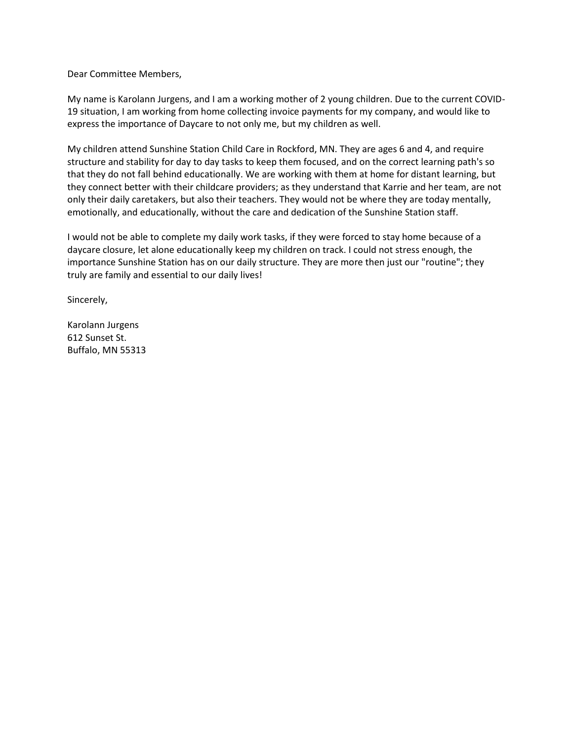Dear Committee Members,

My name is Karolann Jurgens, and I am a working mother of 2 young children. Due to the current COVID-19 situation, I am working from home collecting invoice payments for my company, and would like to express the importance of Daycare to not only me, but my children as well.

My children attend Sunshine Station Child Care in Rockford, MN. They are ages 6 and 4, and require structure and stability for day to day tasks to keep them focused, and on the correct learning path's so that they do not fall behind educationally. We are working with them at home for distant learning, but they connect better with their childcare providers; as they understand that Karrie and her team, are not only their daily caretakers, but also their teachers. They would not be where they are today mentally, emotionally, and educationally, without the care and dedication of the Sunshine Station staff.

I would not be able to complete my daily work tasks, if they were forced to stay home because of a daycare closure, let alone educationally keep my children on track. I could not stress enough, the importance Sunshine Station has on our daily structure. They are more then just our "routine"; they truly are family and essential to our daily lives!

Sincerely,

Karolann Jurgens
612 Sunset St.
Buffalo, MN 55313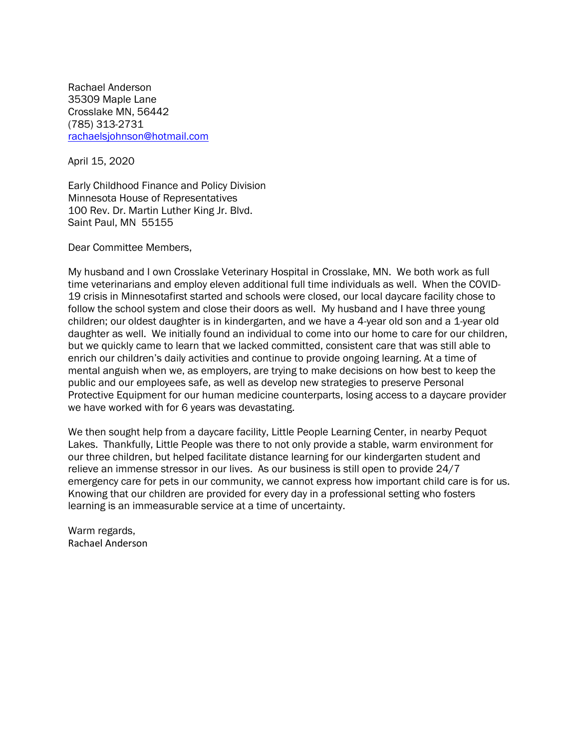Rachael Anderson  
35309 Maple Lane  
Crosslake MN, 56442  
(785) 313-2731  
rachaelsjohnson@hotmail.com

April 15, 2020

Early Childhood Finance and Policy Division  
Minnesota House of Representatives  
100 Rev. Dr. Martin Luther King Jr. Blvd.  
Saint Paul, MN 55155

Dear Committee Members,

My husband and I own Crosslake Veterinary Hospital in Crosslake, MN. We both work as full time veterinarians and employ eleven additional full time individuals as well. When the COVID-19 crisis in Minnesotafirst started and schools were closed, our local daycare facility chose to follow the school system and close their doors as well. My husband and I have three young children; our oldest daughter is in kindergarten, and we have a 4-year old son and a 1-year old daughter as well. We initially found an individual to come into our home to care for our children, but we quickly came to learn that we lacked committed, consistent care that was still able to enrich our children's daily activities and continue to provide ongoing learning. At a time of mental anguish when we, as employers, are trying to make decisions on how best to keep the public and our employees safe, as well as develop new strategies to preserve Personal Protective Equipment for our human medicine counterparts, losing access to a daycare provider we have worked with for 6 years was devastating.

We then sought help from a daycare facility, Little People Learning Center, in nearby Pequot Lakes. Thankfully, Little People was there to not only provide a stable, warm environment for our three children, but helped facilitate distance learning for our kindergarten student and relieve an immense stressor in our lives. As our business is still open to provide 24/7 emergency care for pets in our community, we cannot express how important child care is for us. Knowing that our children are provided for every day in a professional setting who fosters learning is an immeasurable service at a time of uncertainty.

Warm regards,  
Rachael Anderson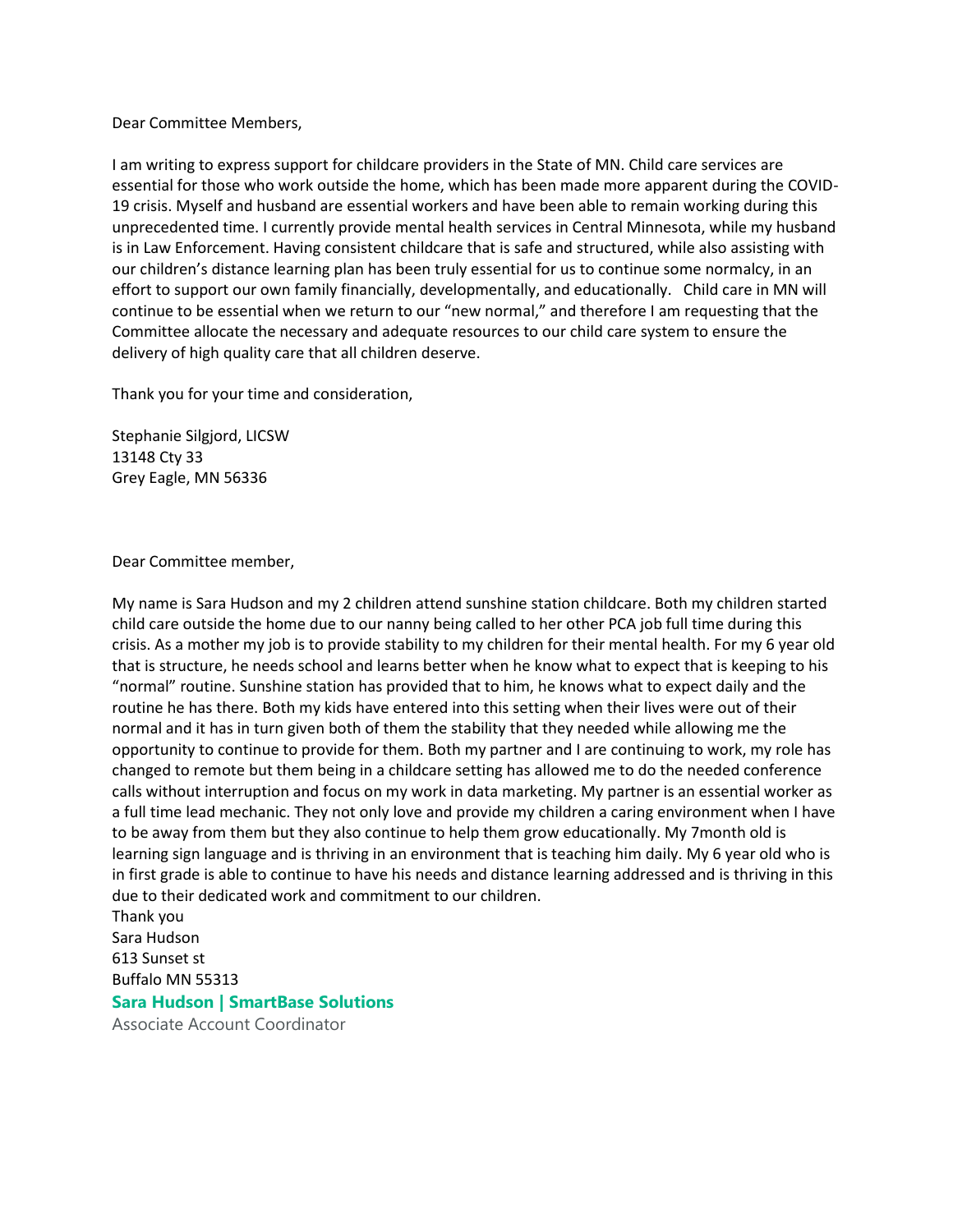Dear Committee Members,

I am writing to express support for childcare providers in the State of MN. Child care services are essential for those who work outside the home, which has been made more apparent during the COVID-19 crisis. Myself and husband are essential workers and have been able to remain working during this unprecedented time. I currently provide mental health services in Central Minnesota, while my husband is in Law Enforcement. Having consistent childcare that is safe and structured, while also assisting with our children's distance learning plan has been truly essential for us to continue some normalcy, in an effort to support our own family financially, developmentally, and educationally. Child care in MN will continue to be essential when we return to our "new normal," and therefore I am requesting that the Committee allocate the necessary and adequate resources to our child care system to ensure the delivery of high quality care that all children deserve.

Thank you for your time and consideration,

Stephanie Silgjord, LICSW
13148 Cty 33
Grey Eagle, MN 56336

Dear Committee member,

My name is Sara Hudson and my 2 children attend sunshine station childcare. Both my children started child care outside the home due to our nanny being called to her other PCA job full time during this crisis. As a mother my job is to provide stability to my children for their mental health. For my 6 year old that is structure, he needs school and learns better when he know what to expect that is keeping to his "normal" routine. Sunshine station has provided that to him, he knows what to expect daily and the routine he has there. Both my kids have entered into this setting when their lives were out of their normal and it has in turn given both of them the stability that they needed while allowing me the opportunity to continue to provide for them. Both my partner and I are continuing to work, my role has changed to remote but them being in a childcare setting has allowed me to do the needed conference calls without interruption and focus on my work in data marketing. My partner is an essential worker as a full time lead mechanic. They not only love and provide my children a caring environment when I have to be away from them but they also continue to help them grow educationally. My 7month old is learning sign language and is thriving in an environment that is teaching him daily. My 6 year old who is in first grade is able to continue to have his needs and distance learning addressed and is thriving in this due to their dedicated work and commitment to our children.

Thank you
Sara Hudson
613 Sunset st
Buffalo MN 55313

**Sara Hudson | SmartBase Solutions**
Associate Account Coordinator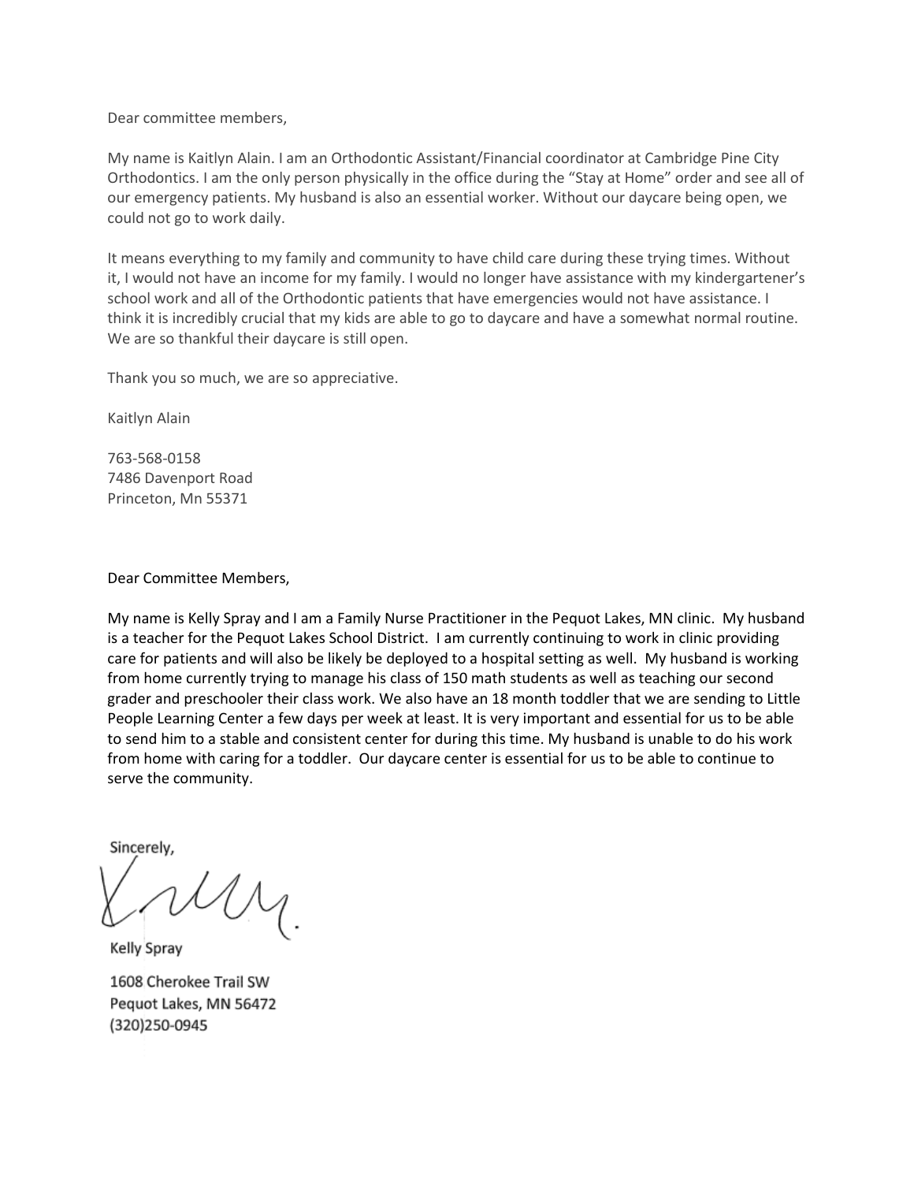Dear committee members,

My name is Kaitlyn Alain. I am an Orthodontic Assistant/Financial coordinator at Cambridge Pine City Orthodontics. I am the only person physically in the office during the “Stay at Home” order and see all of our emergency patients. My husband is also an essential worker. Without our daycare being open, we could not go to work daily.

It means everything to my family and community to have child care during these trying times. Without it, I would not have an income for my family. I would no longer have assistance with my kindergartener’s school work and all of the Orthodontic patients that have emergencies would not have assistance. I think it is incredibly crucial that my kids are able to go to daycare and have a somewhat normal routine. We are so thankful their daycare is still open.

Thank you so much, we are so appreciative.

Kaitlyn Alain

763-568-0158
7486 Davenport Road
Princeton, Mn 55371

Dear Committee Members,

My name is Kelly Spray and I am a Family Nurse Practitioner in the Pequot Lakes, MN clinic. My husband is a teacher for the Pequot Lakes School District. I am currently continuing to work in clinic providing care for patients and will also be likely be deployed to a hospital setting as well. My husband is working from home currently trying to manage his class of 150 math students as well as teaching our second grader and preschooler their class work. We also have an 18 month toddler that we are sending to Little People Learning Center a few days per week at least. It is very important and essential for us to be able to send him to a stable and consistent center for during this time. My husband is unable to do his work from home with caring for a toddler. Our daycare center is essential for us to be able to continue to serve the community.

Sincerely,

Kelly Spray

1608 Cherokee Trail SW
Pequot Lakes, MN 56472
(320)250-0945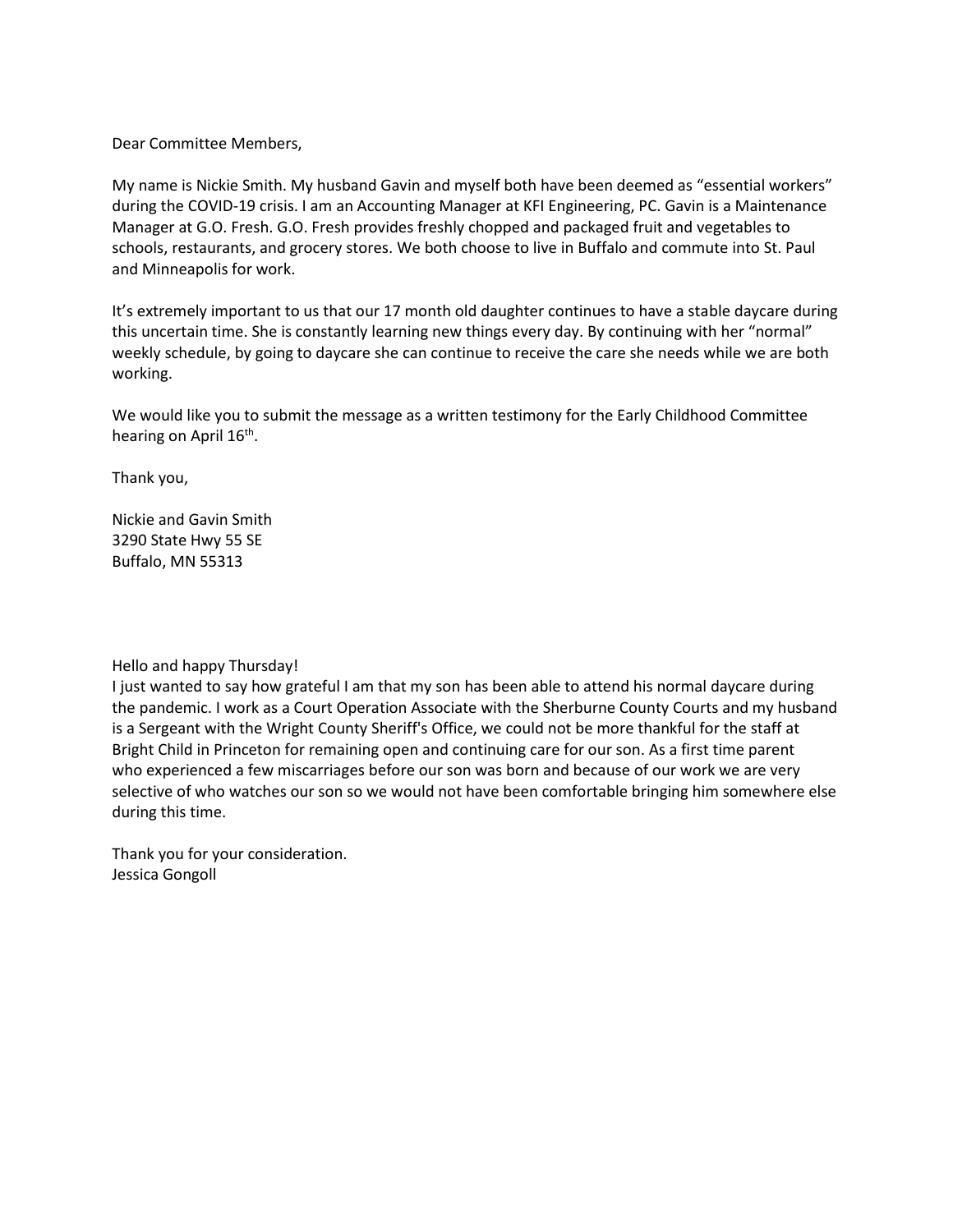Dear Committee Members,

My name is Nickie Smith. My husband Gavin and myself both have been deemed as "essential workers" during the COVID-19 crisis. I am an Accounting Manager at KFI Engineering, PC. Gavin is a Maintenance Manager at G.O. Fresh. G.O. Fresh provides freshly chopped and packaged fruit and vegetables to schools, restaurants, and grocery stores. We both choose to live in Buffalo and commute into St. Paul and Minneapolis for work.

It's extremely important to us that our 17 month old daughter continues to have a stable daycare during this uncertain time. She is constantly learning new things every day. By continuing with her "normal" weekly schedule, by going to daycare she can continue to receive the care she needs while we are both working.

We would like you to submit the message as a written testimony for the Early Childhood Committee hearing on April 16th.

Thank you,

Nickie and Gavin Smith
3290 State Hwy 55 SE
Buffalo, MN 55313

Hello and happy Thursday!
I just wanted to say how grateful I am that my son has been able to attend his normal daycare during the pandemic. I work as a Court Operation Associate with the Sherburne County Courts and my husband is a Sergeant with the Wright County Sheriff's Office, we could not be more thankful for the staff at Bright Child in Princeton for remaining open and continuing care for our son. As a first time parent who experienced a few miscarriages before our son was born and because of our work we are very selective of who watches our son so we would not have been comfortable bringing him somewhere else during this time.

Thank you for your consideration.
Jessica Gongoll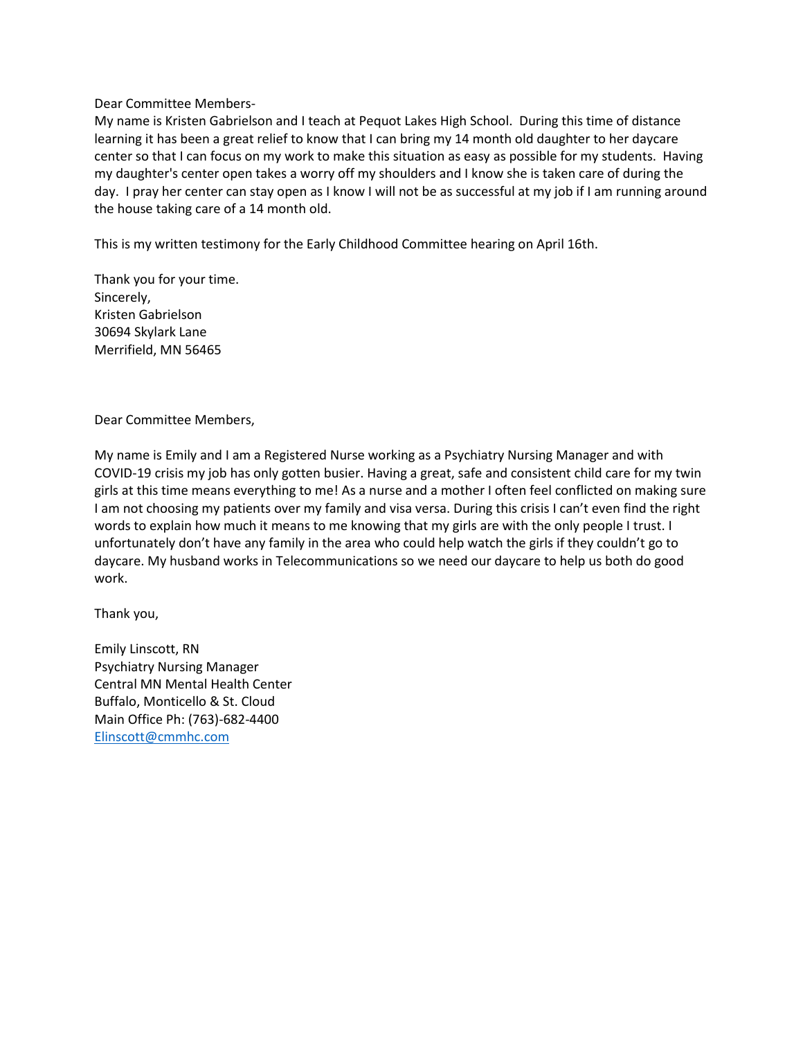Dear Committee Members-

My name is Kristen Gabrielson and I teach at Pequot Lakes High School. During this time of distance learning it has been a great relief to know that I can bring my 14 month old daughter to her daycare center so that I can focus on my work to make this situation as easy as possible for my students. Having my daughter's center open takes a worry off my shoulders and I know she is taken care of during the day. I pray her center can stay open as I know I will not be as successful at my job if I am running around the house taking care of a 14 month old.

This is my written testimony for the Early Childhood Committee hearing on April 16th.

Thank you for your time.
Sincerely,
Kristen Gabrielson
30694 Skylark Lane
Merrifield, MN 56465

Dear Committee Members,

My name is Emily and I am a Registered Nurse working as a Psychiatry Nursing Manager and with COVID-19 crisis my job has only gotten busier. Having a great, safe and consistent child care for my twin girls at this time means everything to me! As a nurse and a mother I often feel conflicted on making sure I am not choosing my patients over my family and visa versa. During this crisis I can't even find the right words to explain how much it means to me knowing that my girls are with the only people I trust. I unfortunately don't have any family in the area who could help watch the girls if they couldn't go to daycare. My husband works in Telecommunications so we need our daycare to help us both do good work.

Thank you,

Emily Linscott, RN
Psychiatry Nursing Manager
Central MN Mental Health Center
Buffalo, Monticello & St. Cloud
Main Office Ph: (763)-682-4400
Elinscott@cmmhc.com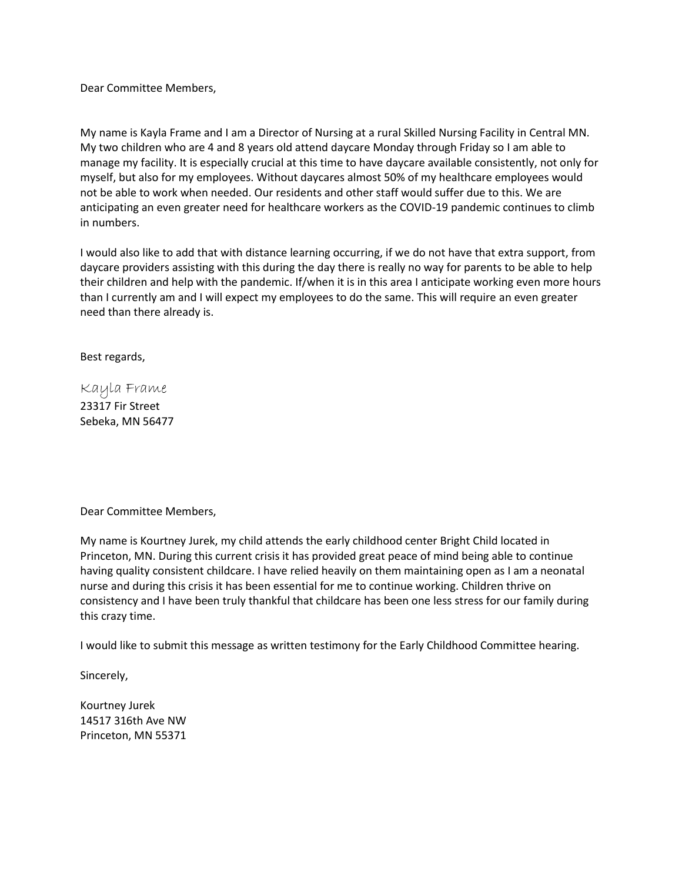Dear Committee Members,

My name is Kayla Frame and I am a Director of Nursing at a rural Skilled Nursing Facility in Central MN. My two children who are 4 and 8 years old attend daycare Monday through Friday so I am able to manage my facility. It is especially crucial at this time to have daycare available consistently, not only for myself, but also for my employees. Without daycares almost 50% of my healthcare employees would not be able to work when needed. Our residents and other staff would suffer due to this. We are anticipating an even greater need for healthcare workers as the COVID-19 pandemic continues to climb in numbers.

I would also like to add that with distance learning occurring, if we do not have that extra support, from daycare providers assisting with this during the day there is really no way for parents to be able to help their children and help with the pandemic. If/when it is in this area I anticipate working even more hours than I currently am and I will expect my employees to do the same. This will require an even greater need than there already is.

Best regards,

Kayla Frame
23317 Fir Street
Sebeka, MN 56477

Dear Committee Members,

My name is Kourtney Jurek, my child attends the early childhood center Bright Child located in Princeton, MN. During this current crisis it has provided great peace of mind being able to continue having quality consistent childcare. I have relied heavily on them maintaining open as I am a neonatal nurse and during this crisis it has been essential for me to continue working. Children thrive on consistency and I have been truly thankful that childcare has been one less stress for our family during this crazy time.

I would like to submit this message as written testimony for the Early Childhood Committee hearing.

Sincerely,

Kourtney Jurek
14517 316th Ave NW
Princeton, MN 55371